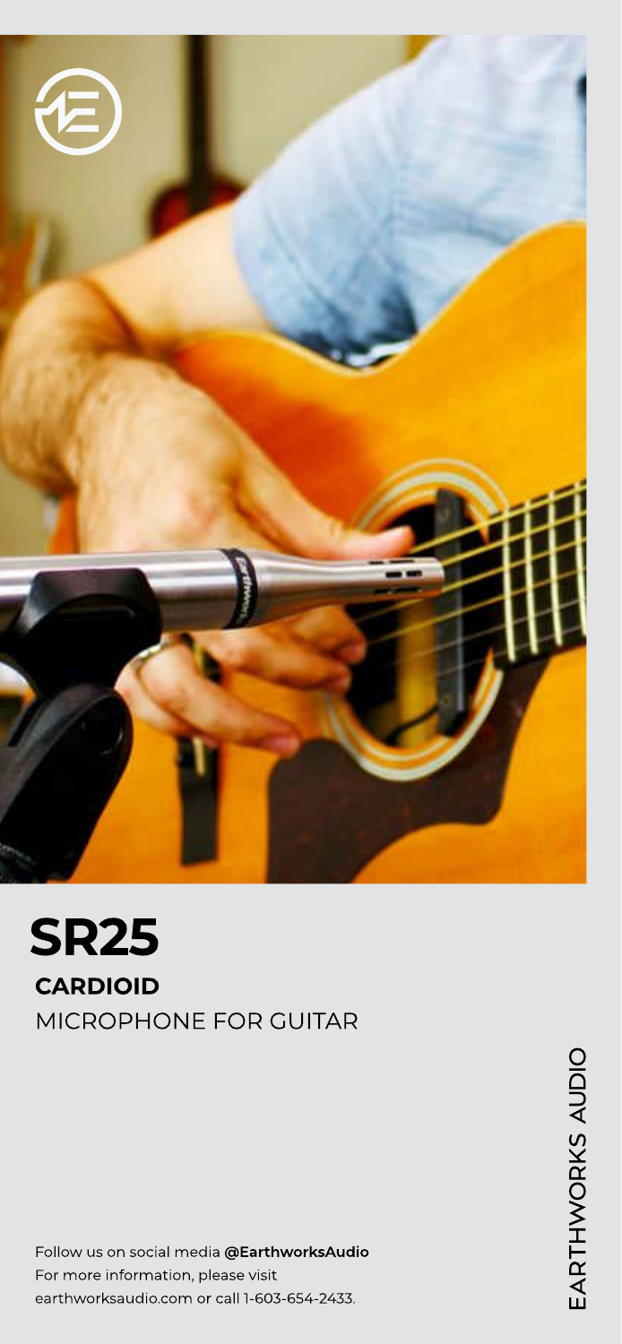# SR25

**CARDIOID**

MICROPHONE FOR GUITAR

EARTHWORKS AUDIO

Follow us on social media **@EarthworksAudio**
For more information, please visit
earthworksaudio.com or call 1-603-654-2433.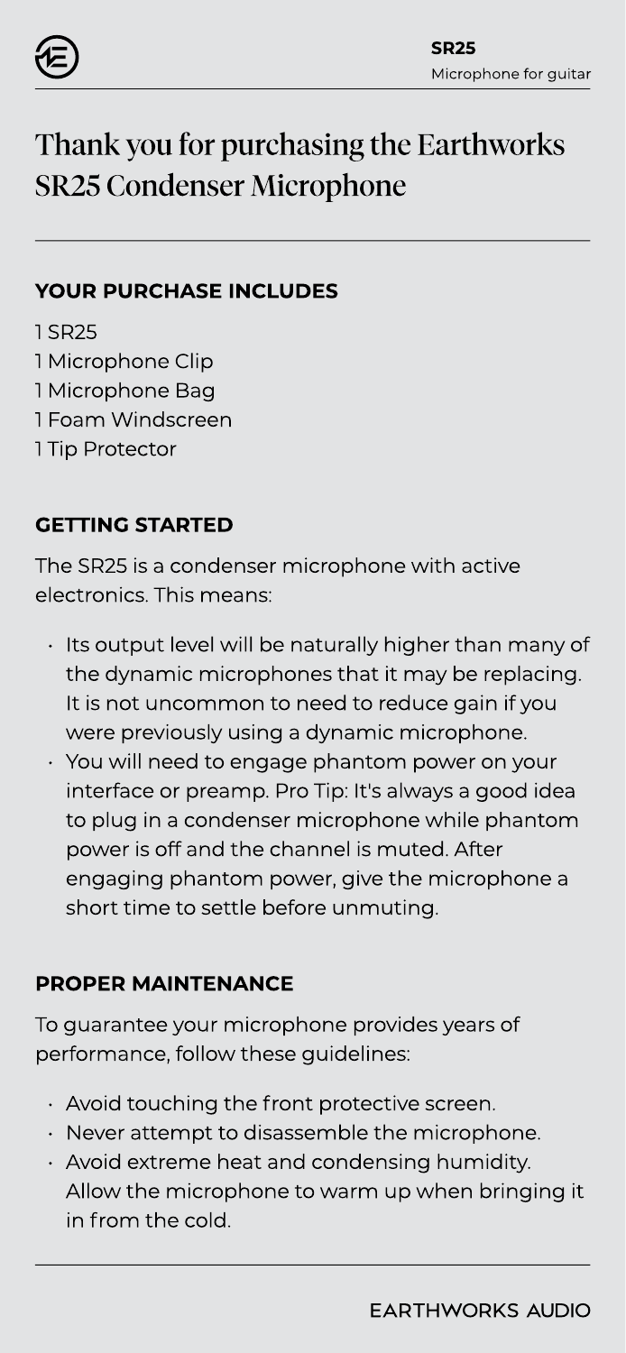# Thank you for purchasing the Earthworks SR25 Condenser Microphone

## YOUR PURCHASE INCLUDES

1 SR25
1 Microphone Clip
1 Microphone Bag
1 Foam Windscreen
1 Tip Protector

## GETTING STARTED

The SR25 is a condenser microphone with active electronics. This means:

- Its output level will be naturally higher than many of the dynamic microphones that it may be replacing. It is not uncommon to need to reduce gain if you were previously using a dynamic microphone.
- You will need to engage phantom power on your interface or preamp. Pro Tip: It's always a good idea to plug in a condenser microphone while phantom power is off and the channel is muted. After engaging phantom power, give the microphone a short time to settle before unmuting.

## PROPER MAINTENANCE

To guarantee your microphone provides years of performance, follow these guidelines:

- Avoid touching the front protective screen.
- Never attempt to disassemble the microphone.
- Avoid extreme heat and condensing humidity. Allow the microphone to warm up when bringing it in from the cold.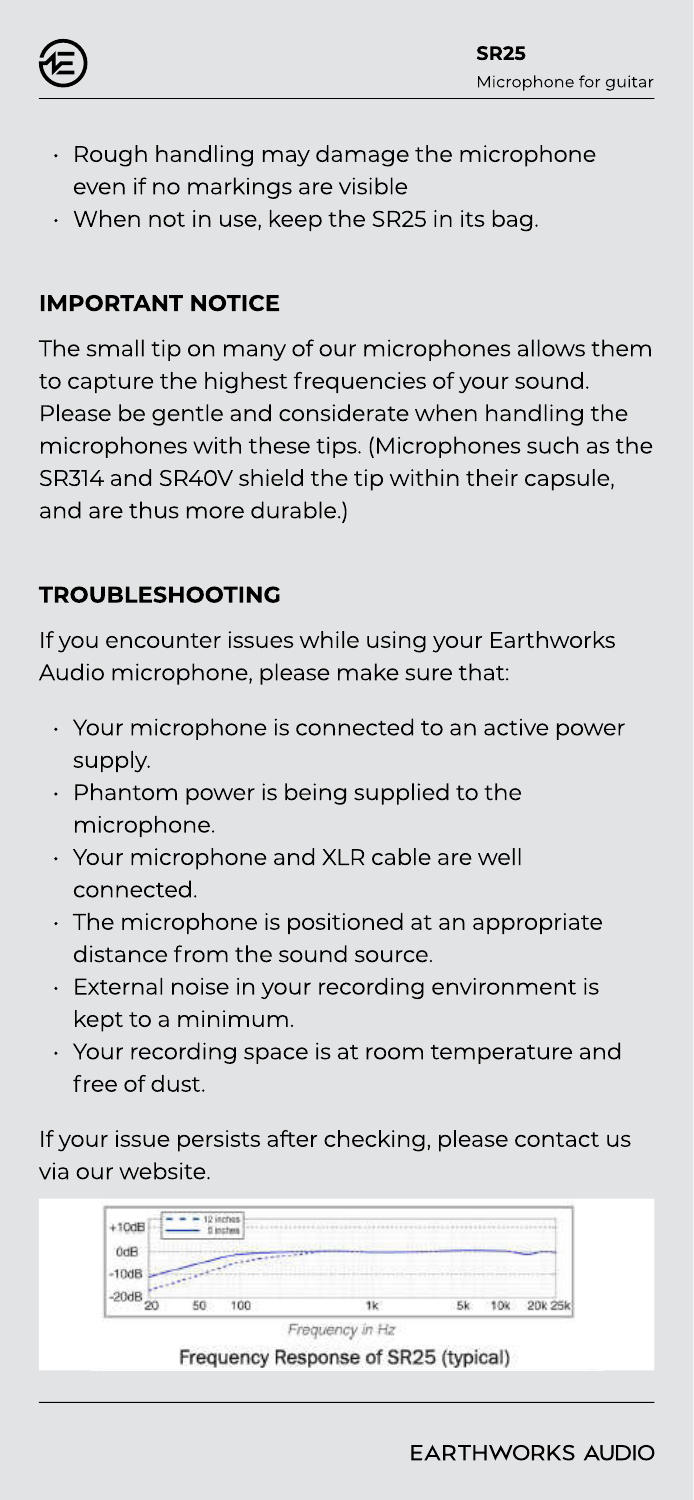- Rough handling may damage the microphone even if no markings are visible
- When not in use, keep the SR25 in its bag.

## IMPORTANT NOTICE

The small tip on many of our microphones allows them to capture the highest frequencies of your sound. Please be gentle and considerate when handling the microphones with these tips. (Microphones such as the SR314 and SR40V shield the tip within their capsule, and are thus more durable.)

## TROUBLESHOOTING

If you encounter issues while using your Earthworks Audio microphone, please make sure that:

- Your microphone is connected to an active power supply.
- Phantom power is being supplied to the microphone.
- Your microphone and XLR cable are well connected.
- The microphone is positioned at an appropriate distance from the sound source.
- External noise in your recording environment is kept to a minimum.
- Your recording space is at room temperature and free of dust.

If your issue persists after checking, please contact us via our website.

Frequency Response of SR25 (typical)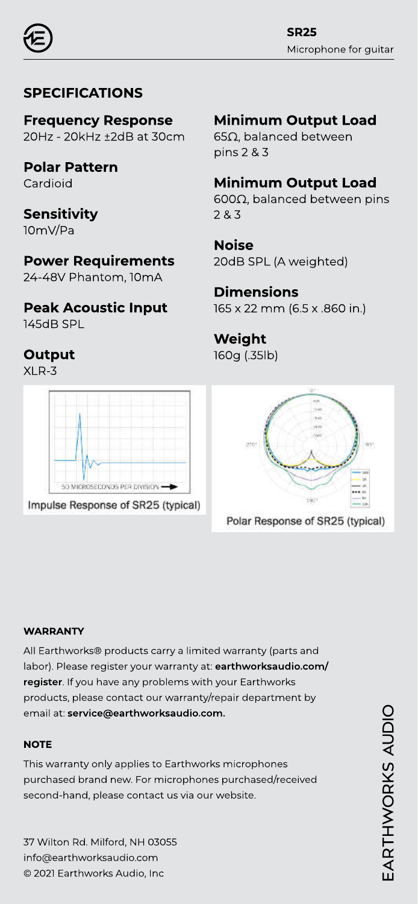## SPECIFICATIONS

**Frequency Response**
20Hz - 20kHz ±2dB at 30cm

**Polar Pattern**
Cardioid

**Sensitivity**
10mV/Pa

**Power Requirements**
24-48V Phantom, 10mA

**Peak Acoustic Input**
145dB SPL

**Output**
XLR-3

**Minimum Output Load**
65Ω, balanced between pins 2 & 3

**Minimum Output Load**
600Ω, balanced between pins 2 & 3

**Noise**
20dB SPL (A weighted)

**Dimensions**
165 x 22 mm (6.5 x .860 in.)

**Weight**
160g (.35lb)

50 MICROSECONDS PER DIVISION

Impulse Response of SR25 (typical)

0°
270°
90°
180°

Polar Response of SR25 (typical)

#### WARRANTY

All Earthworks® products carry a limited warranty (parts and labor). Please register your warranty at: **earthworksaudio.com/register**. If you have any problems with your Earthworks products, please contact our warranty/repair department by email at: **service@earthworksaudio.com.**

#### NOTE

This warranty only applies to Earthworks microphones purchased brand new. For microphones purchased/received second-hand, please contact us via our website.

37 Wilton Rd. Milford, NH 03055
info@earthworksaudio.com
© 2021 Earthworks Audio, Inc

EARTHWORKS AUDIO